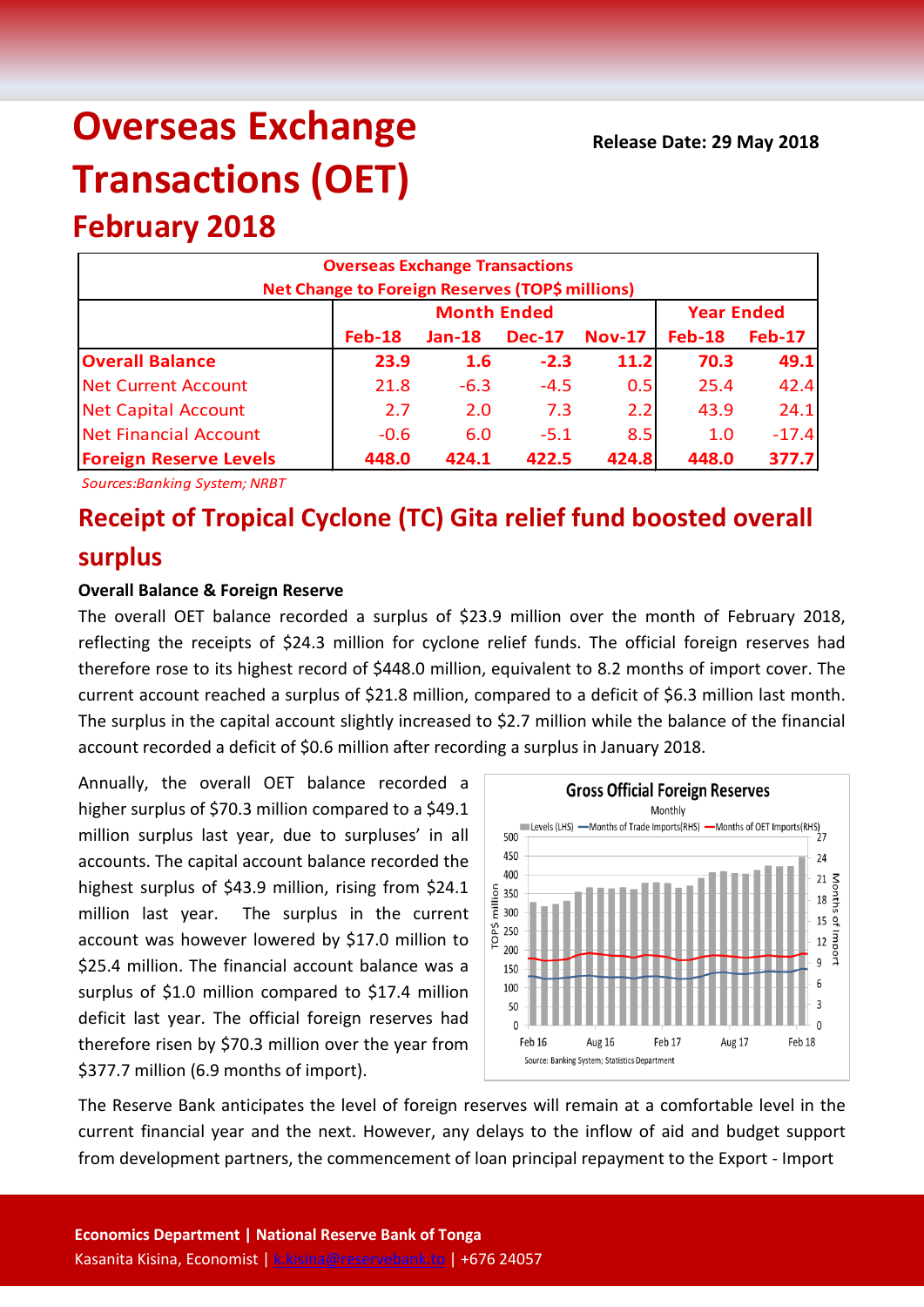# Overseas Exchange Transactions (OET)

**Release Date: 29 May 2018**

## February 2018

| Overseas Exchange Transactions Net Change to Foreign Reserves (TOP$ millions) | | | | | | |
|---|---|---|---|---|---|---|
| | Month Ended | | | | Year Ended | |
| | Feb-18 | Jan-18 | Dec-17 | Nov-17 | Feb-18 | Feb-17 |
| **Overall Balance** | **23.9** | **1.6** | **-2.3** | **11.2** | **70.3** | **49.1** |
| Net Current Account | 21.8 | -6.3 | -4.5 | 0.5 | 25.4 | 42.4 |
| Net Capital Account | 2.7 | 2.0 | 7.3 | 2.2 | 43.9 | 24.1 |
| Net Financial Account | -0.6 | 6.0 | -5.1 | 8.5 | 1.0 | -17.4 |
| **Foreign Reserve Levels** | **448.0** | **424.1** | **422.5** | **424.8** | **448.0** | **377.7** |

*Sources:Banking System; NRBT*

## Receipt of Tropical Cyclone (TC) Gita relief fund boosted overall surplus

**Overall Balance & Foreign Reserve**

The overall OET balance recorded a surplus of $23.9 million over the month of February 2018, reflecting the receipts of $24.3 million for cyclone relief funds. The official foreign reserves had therefore rose to its highest record of $448.0 million, equivalent to 8.2 months of import cover. The current account reached a surplus of $21.8 million, compared to a deficit of $6.3 million last month. The surplus in the capital account slightly increased to $2.7 million while the balance of the financial account recorded a deficit of $0.6 million after recording a surplus in January 2018.

Annually, the overall OET balance recorded a higher surplus of $70.3 million compared to a $49.1 million surplus last year, due to surpluses' in all accounts. The capital account balance recorded the highest surplus of $43.9 million, rising from $24.1 million last year. The surplus in the current account was however lowered by $17.0 million to $25.4 million. The financial account balance was a surplus of $1.0 million compared to $17.4 million deficit last year. The official foreign reserves had therefore risen by $70.3 million over the year from $377.7 million (6.9 months of import).

Gross Official Foreign Reserves

Source: Banking System; Statistics Department

The Reserve Bank anticipates the level of foreign reserves will remain at a comfortable level in the current financial year and the next. However, any delays to the inflow of aid and budget support from development partners, the commencement of loan principal repayment to the Export - Import

**Economics Department | National Reserve Bank of Tonga**
Kasanita Kisina, Economist | k.kisina@reservebank.to | +676 24057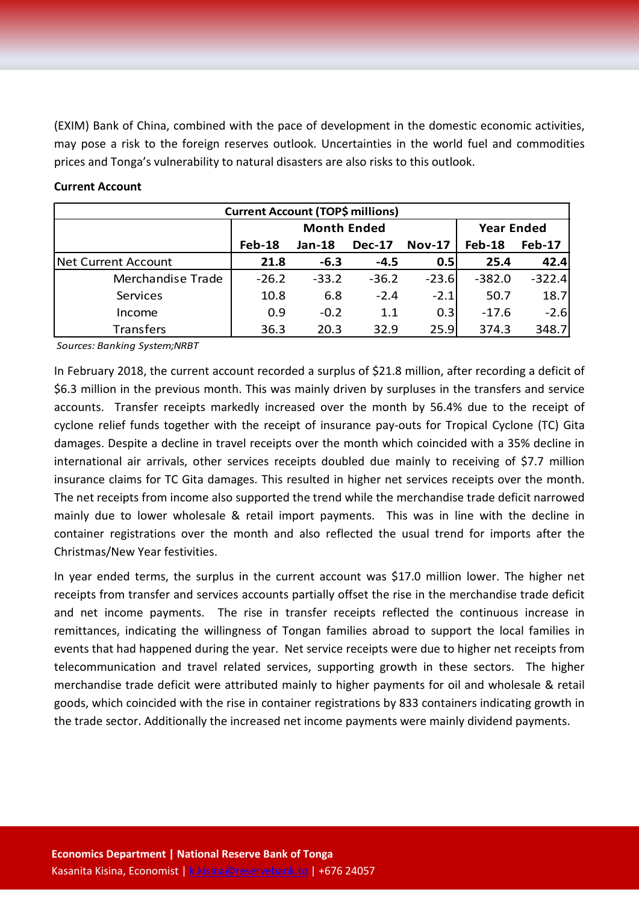(EXIM) Bank of China, combined with the pace of development in the domestic economic activities, may pose a risk to the foreign reserves outlook. Uncertainties in the world fuel and commodities prices and Tonga's vulnerability to natural disasters are also risks to this outlook.

**Current Account**

| Current Account (TOP$ millions) | | | | | | |
|---|---|---|---|---|---|---|
| | Month Ended | | | | Year Ended | |
| | Feb-18 | Jan-18 | Dec-17 | Nov-17 | Feb-18 | Feb-17 |
| Net Current Account | **21.8** | **-6.3** | **-4.5** | **0.5** | **25.4** | **42.4** |
| Merchandise Trade | -26.2 | -33.2 | -36.2 | -23.6 | -382.0 | -322.4 |
| Services | 10.8 | 6.8 | -2.4 | -2.1 | 50.7 | 18.7 |
| Income | 0.9 | -0.2 | 1.1 | 0.3 | -17.6 | -2.6 |
| Transfers | 36.3 | 20.3 | 32.9 | 25.9 | 374.3 | 348.7 |

*Sources: Banking System;NRBT*

In February 2018, the current account recorded a surplus of $21.8 million, after recording a deficit of $6.3 million in the previous month. This was mainly driven by surpluses in the transfers and service accounts. Transfer receipts markedly increased over the month by 56.4% due to the receipt of cyclone relief funds together with the receipt of insurance pay-outs for Tropical Cyclone (TC) Gita damages. Despite a decline in travel receipts over the month which coincided with a 35% decline in international air arrivals, other services receipts doubled due mainly to receiving of $7.7 million insurance claims for TC Gita damages. This resulted in higher net services receipts over the month. The net receipts from income also supported the trend while the merchandise trade deficit narrowed mainly due to lower wholesale & retail import payments. This was in line with the decline in container registrations over the month and also reflected the usual trend for imports after the Christmas/New Year festivities.

In year ended terms, the surplus in the current account was $17.0 million lower. The higher net receipts from transfer and services accounts partially offset the rise in the merchandise trade deficit and net income payments. The rise in transfer receipts reflected the continuous increase in remittances, indicating the willingness of Tongan families abroad to support the local families in events that had happened during the year. Net service receipts were due to higher net receipts from telecommunication and travel related services, supporting growth in these sectors. The higher merchandise trade deficit were attributed mainly to higher payments for oil and wholesale & retail goods, which coincided with the rise in container registrations by 833 containers indicating growth in the trade sector. Additionally the increased net income payments were mainly dividend payments.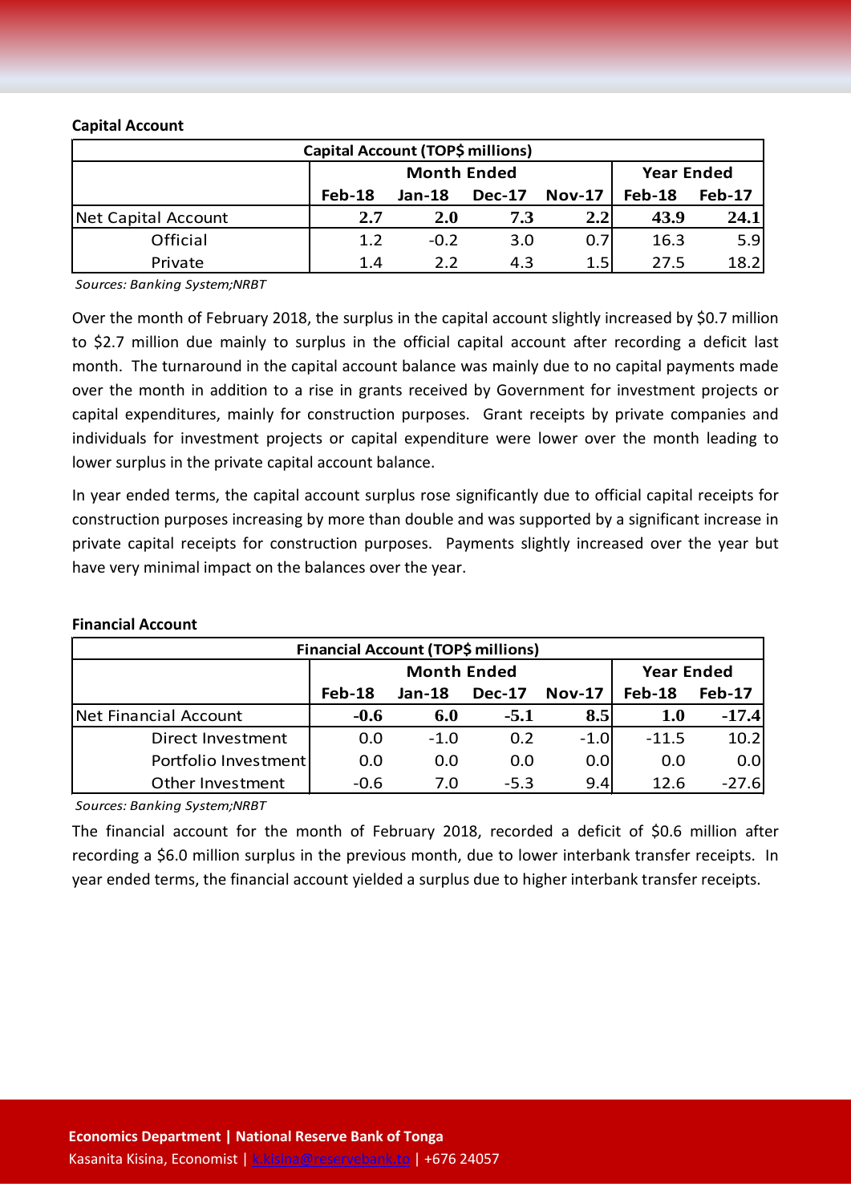**Capital Account**

| Capital Account (TOP$ millions) | | | | | | |
|---|---|---|---|---|---|---|
| | Month Ended | | | | Year Ended | |
| | Feb-18 | Jan-18 | Dec-17 | Nov-17 | Feb-18 | Feb-17 |
| Net Capital Account | **2.7** | **2.0** | **7.3** | **2.2** | **43.9** | **24.1** |
| Official | 1.2 | -0.2 | 3.0 | 0.7 | 16.3 | 5.9 |
| Private | 1.4 | 2.2 | 4.3 | 1.5 | 27.5 | 18.2 |

*Sources: Banking System;NRBT*

Over the month of February 2018, the surplus in the capital account slightly increased by $0.7 million to $2.7 million due mainly to surplus in the official capital account after recording a deficit last month. The turnaround in the capital account balance was mainly due to no capital payments made over the month in addition to a rise in grants received by Government for investment projects or capital expenditures, mainly for construction purposes. Grant receipts by private companies and individuals for investment projects or capital expenditure were lower over the month leading to lower surplus in the private capital account balance.

In year ended terms, the capital account surplus rose significantly due to official capital receipts for construction purposes increasing by more than double and was supported by a significant increase in private capital receipts for construction purposes. Payments slightly increased over the year but have very minimal impact on the balances over the year.

**Financial Account**

| Financial Account (TOP$ millions) | | | | | | |
|---|---|---|---|---|---|---|
| | Month Ended | | | | Year Ended | |
| | Feb-18 | Jan-18 | Dec-17 | Nov-17 | Feb-18 | Feb-17 |
| Net Financial Account | **-0.6** | **6.0** | **-5.1** | **8.5** | **1.0** | **-17.4** |
| Direct Investment | 0.0 | -1.0 | 0.2 | -1.0 | -11.5 | 10.2 |
| Portfolio Investment | 0.0 | 0.0 | 0.0 | 0.0 | 0.0 | 0.0 |
| Other Investment | -0.6 | 7.0 | -5.3 | 9.4 | 12.6 | -27.6 |

*Sources: Banking System;NRBT*

The financial account for the month of February 2018, recorded a deficit of $0.6 million after recording a $6.0 million surplus in the previous month, due to lower interbank transfer receipts. In year ended terms, the financial account yielded a surplus due to higher interbank transfer receipts.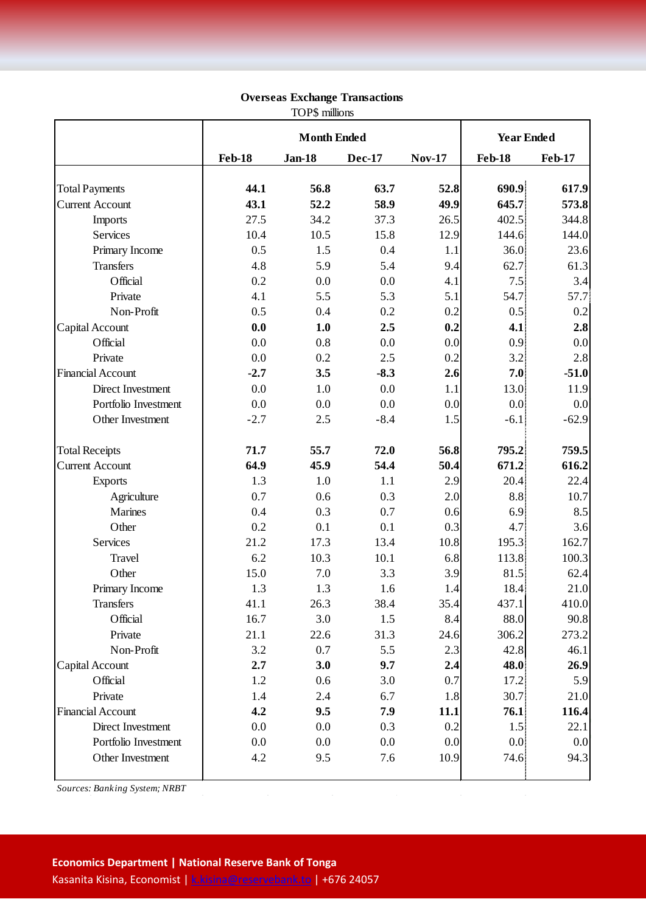**Overseas Exchange Transactions**

TOP$ millions

| | Month Ended | | | | Year Ended | |
|---|---|---|---|---|---|---|
| | Feb-18 | Jan-18 | Dec-17 | Nov-17 | Feb-18 | Feb-17 |
| **Total Payments** | **44.1** | **56.8** | **63.7** | **52.8** | **690.9** | **617.9** |
| **Current Account** | **43.1** | **52.2** | **58.9** | **49.9** | **645.7** | **573.8** |
| Imports | 27.5 | 34.2 | 37.3 | 26.5 | 402.5 | 344.8 |
| Services | 10.4 | 10.5 | 15.8 | 12.9 | 144.6 | 144.0 |
| Primary Income | 0.5 | 1.5 | 0.4 | 1.1 | 36.0 | 23.6 |
| Transfers | 4.8 | 5.9 | 5.4 | 9.4 | 62.7 | 61.3 |
| Official | 0.2 | 0.0 | 0.0 | 4.1 | 7.5 | 3.4 |
| Private | 4.1 | 5.5 | 5.3 | 5.1 | 54.7 | 57.7 |
| Non-Profit | 0.5 | 0.4 | 0.2 | 0.2 | 0.5 | 0.2 |
| **Capital Account** | **0.0** | **1.0** | **2.5** | **0.2** | **4.1** | **2.8** |
| Official | 0.0 | 0.8 | 0.0 | 0.0 | 0.9 | 0.0 |
| Private | 0.0 | 0.2 | 2.5 | 0.2 | 3.2 | 2.8 |
| **Financial Account** | **-2.7** | **3.5** | **-8.3** | **2.6** | **7.0** | **-51.0** |
| Direct Investment | 0.0 | 1.0 | 0.0 | 1.1 | 13.0 | 11.9 |
| Portfolio Investment | 0.0 | 0.0 | 0.0 | 0.0 | 0.0 | 0.0 |
| Other Investment | -2.7 | 2.5 | -8.4 | 1.5 | -6.1 | -62.9 |
| **Total Receipts** | **71.7** | **55.7** | **72.0** | **56.8** | **795.2** | **759.5** |
| **Current Account** | **64.9** | **45.9** | **54.4** | **50.4** | **671.2** | **616.2** |
| Exports | 1.3 | 1.0 | 1.1 | 2.9 | 20.4 | 22.4 |
| Agriculture | 0.7 | 0.6 | 0.3 | 2.0 | 8.8 | 10.7 |
| Marines | 0.4 | 0.3 | 0.7 | 0.6 | 6.9 | 8.5 |
| Other | 0.2 | 0.1 | 0.1 | 0.3 | 4.7 | 3.6 |
| Services | 21.2 | 17.3 | 13.4 | 10.8 | 195.3 | 162.7 |
| Travel | 6.2 | 10.3 | 10.1 | 6.8 | 113.8 | 100.3 |
| Other | 15.0 | 7.0 | 3.3 | 3.9 | 81.5 | 62.4 |
| Primary Income | 1.3 | 1.3 | 1.6 | 1.4 | 18.4 | 21.0 |
| Transfers | 41.1 | 26.3 | 38.4 | 35.4 | 437.1 | 410.0 |
| Official | 16.7 | 3.0 | 1.5 | 8.4 | 88.0 | 90.8 |
| Private | 21.1 | 22.6 | 31.3 | 24.6 | 306.2 | 273.2 |
| Non-Profit | 3.2 | 0.7 | 5.5 | 2.3 | 42.8 | 46.1 |
| **Capital Account** | **2.7** | **3.0** | **9.7** | **2.4** | **48.0** | **26.9** |
| Official | 1.2 | 0.6 | 3.0 | 0.7 | 17.2 | 5.9 |
| Private | 1.4 | 2.4 | 6.7 | 1.8 | 30.7 | 21.0 |
| **Financial Account** | **4.2** | **9.5** | **7.9** | **11.1** | **76.1** | **116.4** |
| Direct Investment | 0.0 | 0.0 | 0.3 | 0.2 | 1.5 | 22.1 |
| Portfolio Investment | 0.0 | 0.0 | 0.0 | 0.0 | 0.0 | 0.0 |
| Other Investment | 4.2 | 9.5 | 7.6 | 10.9 | 74.6 | 94.3 |

*Sources: Banking System; NRBT*

**Economics Department | National Reserve Bank of Tonga**

Kasanita Kisina, Economist | k.kisina@reservebank.to | +676 24057